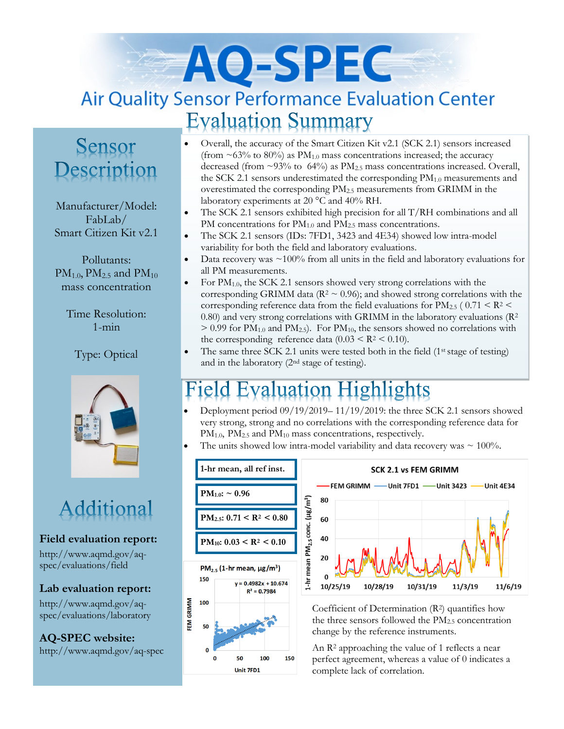# AQ-SPEC

## Air Quality Sensor Performance Evaluation Center

# Evaluation Summary

- Overall, the accuracy of the Smart Citizen Kit v2.1 (SCK 2.1) sensors increased (from ~63% to 80%) as $PM_{1.0}$ mass concentrations increased; the accuracy decreased (from ~93% to 64%) as $PM_{2.5}$ mass concentrations increased. Overall, the SCK 2.1 sensors underestimated the corresponding $PM_{1.0}$ measurements and overestimated the corresponding $PM_{2.5}$ measurements from GRIMM in the laboratory experiments at 20 °C and 40% RH.
- The SCK 2.1 sensors exhibited high precision for all T/RH combinations and all PM concentrations for $PM_{1.0}$ and $PM_{2.5}$ mass concentrations.
- The SCK 2.1 sensors (IDs: 7FD1, 3423 and 4E34) showed low intra-model variability for both the field and laboratory evaluations.
- Data recovery was ~100% from all units in the field and laboratory evaluations for all PM measurements.
- For $PM_{1.0}$, the SCK 2.1 sensors showed very strong correlations with the corresponding GRIMM data ($R^2 \sim 0.96$); and showed strong correlations with the corresponding reference data from the field evaluations for $PM_{2.5}$ ( $0.71 < R^2 < 0.80$) and very strong correlations with GRIMM in the laboratory evaluations ($R^2 > 0.99$ for $PM_{1.0}$ and $PM_{2.5}$). For $PM_{10}$, the sensors showed no correlations with the corresponding reference data ($0.03 < R^2 < 0.10$).
- The same three SCK 2.1 units were tested both in the field (1st stage of testing) and in the laboratory (2nd stage of testing).

## Sensor Description

Manufacturer/Model: FabLab/ Smart Citizen Kit v2.1

Pollutants: $PM_{1.0}$, $PM_{2.5}$ and $PM_{10}$ mass concentration

Time Resolution: 1-min

Type: Optical

## Additional

**Field evaluation report:**
http://www.aqmd.gov/aq-spec/evaluations/field

**Lab evaluation report:**
http://www.aqmd.gov/aq-spec/evaluations/laboratory

**AQ-SPEC website:**
http://www.aqmd.gov/aq-spec

# Field Evaluation Highlights

- Deployment period 09/19/2019– 11/19/2019: the three SCK 2.1 sensors showed very strong, strong and no correlations with the corresponding reference data for $PM_{1.0}$, $PM_{2.5}$ and $PM_{10}$ mass concentrations, respectively.
- The units showed low intra-model variability and data recovery was ~ 100%.

| 1-hr mean, all ref inst. |
|---|
| $PM_{1.0}$: ~ 0.96 |
| $PM_{2.5}$: $0.71 < R^2 < 0.80$ |
| $PM_{10}$: $0.03 < R^2 < 0.10$ |

$PM_{2.5}$ (1-hr mean, µg/m³): FEM GRIMM vs Unit 7FD1, $y = 0.4982x + 10.674$, $R^2 = 0.7984$

SCK 2.1 vs FEM GRIMM (1-hr mean $PM_{2.5}$ conc. (µg/m³); FEM GRIMM, Unit 7FD1, Unit 3423, Unit 4E34; 10/25/19 – 11/6/19)

Coefficient of Determination ($R^2$) quantifies how the three sensors followed the $PM_{2.5}$ concentration change by the reference instruments.

An $R^2$ approaching the value of 1 reflects a near perfect agreement, whereas a value of 0 indicates a complete lack of correlation.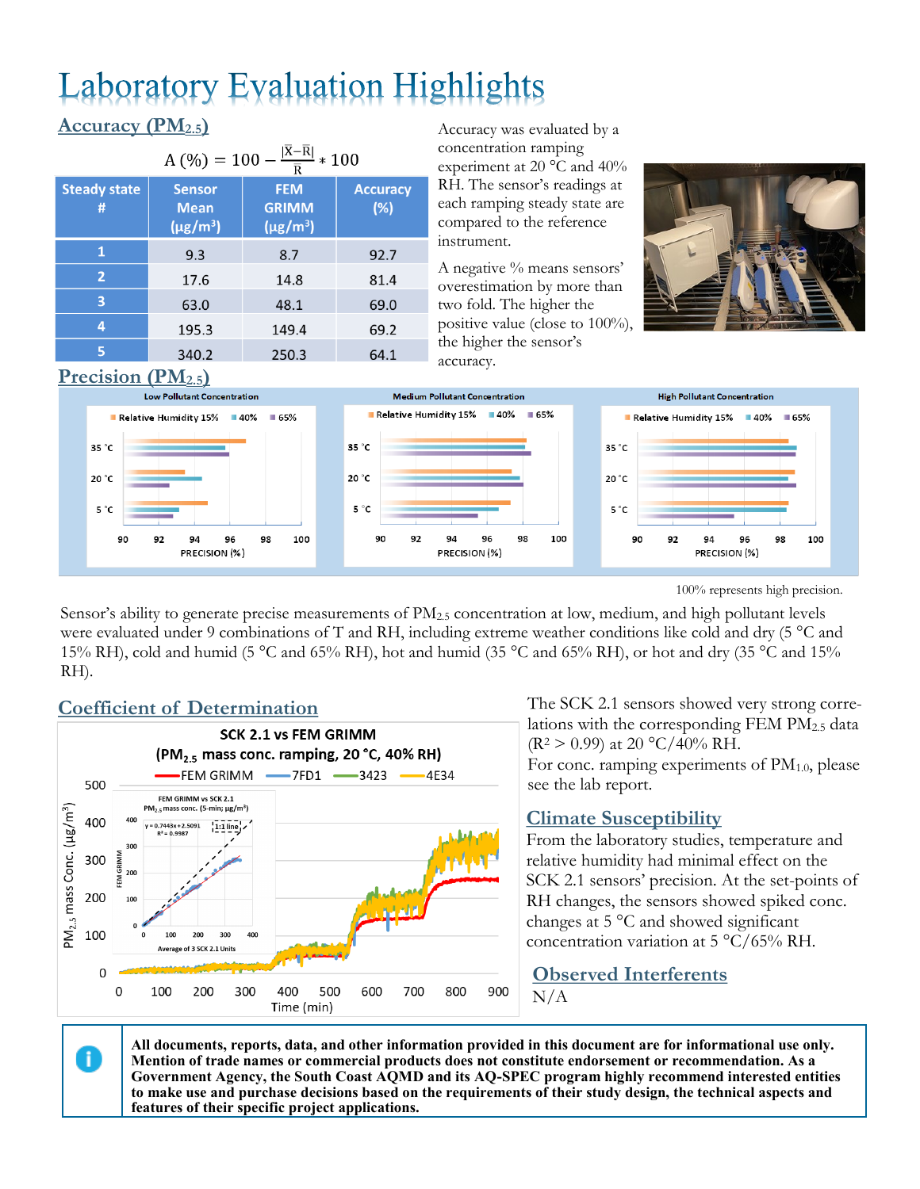# Laboratory Evaluation Highlights

## Accuracy ($PM_{2.5}$)

$$A\,(\%) = 100 - \frac{|\bar{X} - \bar{R}|}{\bar{R}} * 100$$

| Steady state # | Sensor Mean (µg/m³) | FEM GRIMM (µg/m³) | Accuracy (%) |
|---|---|---|---|
| 1 | 9.3 | 8.7 | 92.7 |
| 2 | 17.6 | 14.8 | 81.4 |
| 3 | 63.0 | 48.1 | 69.0 |
| 4 | 195.3 | 149.4 | 69.2 |
| 5 | 340.2 | 250.3 | 64.1 |

Accuracy was evaluated by a concentration ramping experiment at 20 °C and 40% RH. The sensor's readings at each ramping steady state are compared to the reference instrument.

A negative % means sensors' overestimation by more than two fold. The higher the positive value (close to 100%), the higher the sensor's accuracy.

## Precision ($PM_{2.5}$)

Low Pollutant Concentration
Relative Humidity 15% 40% 65%
35 °C
20 °C
5 °C
90 92 94 96 98 100
PRECISION (%)

Medium Pollutant Concentration
Relative Humidity 15% 40% 65%
35 °C
20 °C
5 °C
90 92 94 96 98 100
PRECISION (%)

High Pollutant Concentration
Relative Humidity 15% 40% 65%
35 °C
20 °C
5 °C
90 92 94 96 98 100
PRECISION (%)

100% represents high precision.

Sensor's ability to generate precise measurements of $PM_{2.5}$ concentration at low, medium, and high pollutant levels were evaluated under 9 combinations of T and RH, including extreme weather conditions like cold and dry (5 °C and 15% RH), cold and humid (5 °C and 65% RH), hot and humid (35 °C and 65% RH), or hot and dry (35 °C and 15% RH).

## Coefficient of Determination

SCK 2.1 vs FEM GRIMM
($PM_{2.5}$ mass conc. ramping, 20 °C, 40% RH)
FEM GRIMM 7FD1 3423 4E34
$PM_{2.5}$ mass Conc. (µg/m³)
0 100 200 300 400 500
0 100 200 300 400 500 600 700 800 900
Time (min)

FEM GRIMM vs SCK 2.1
$PM_{2.5}$ mass conc. (5-min; µg/m³)
y = 0.7443x + 2.5091
$R^2$ = 0.9987
1:1 line
FEM GRIMM
Average of 3 SCK 2.1 Units

The SCK 2.1 sensors showed very strong correlations with the corresponding FEM $PM_{2.5}$ data ($R^2 > 0.99$) at 20 °C/40% RH.
For conc. ramping experiments of $PM_{1.0}$, please see the lab report.

## Climate Susceptibility

From the laboratory studies, temperature and relative humidity had minimal effect on the SCK 2.1 sensors' precision. At the set-points of RH changes, the sensors showed spiked conc. changes at 5 °C and showed significant concentration variation at 5 °C/65% RH.

## Observed Interferents

N/A

**All documents, reports, data, and other information provided in this document are for informational use only. Mention of trade names or commercial products does not constitute endorsement or recommendation. As a Government Agency, the South Coast AQMD and its AQ-SPEC program highly recommend interested entities to make use and purchase decisions based on the requirements of their study design, the technical aspects and features of their specific project applications.**